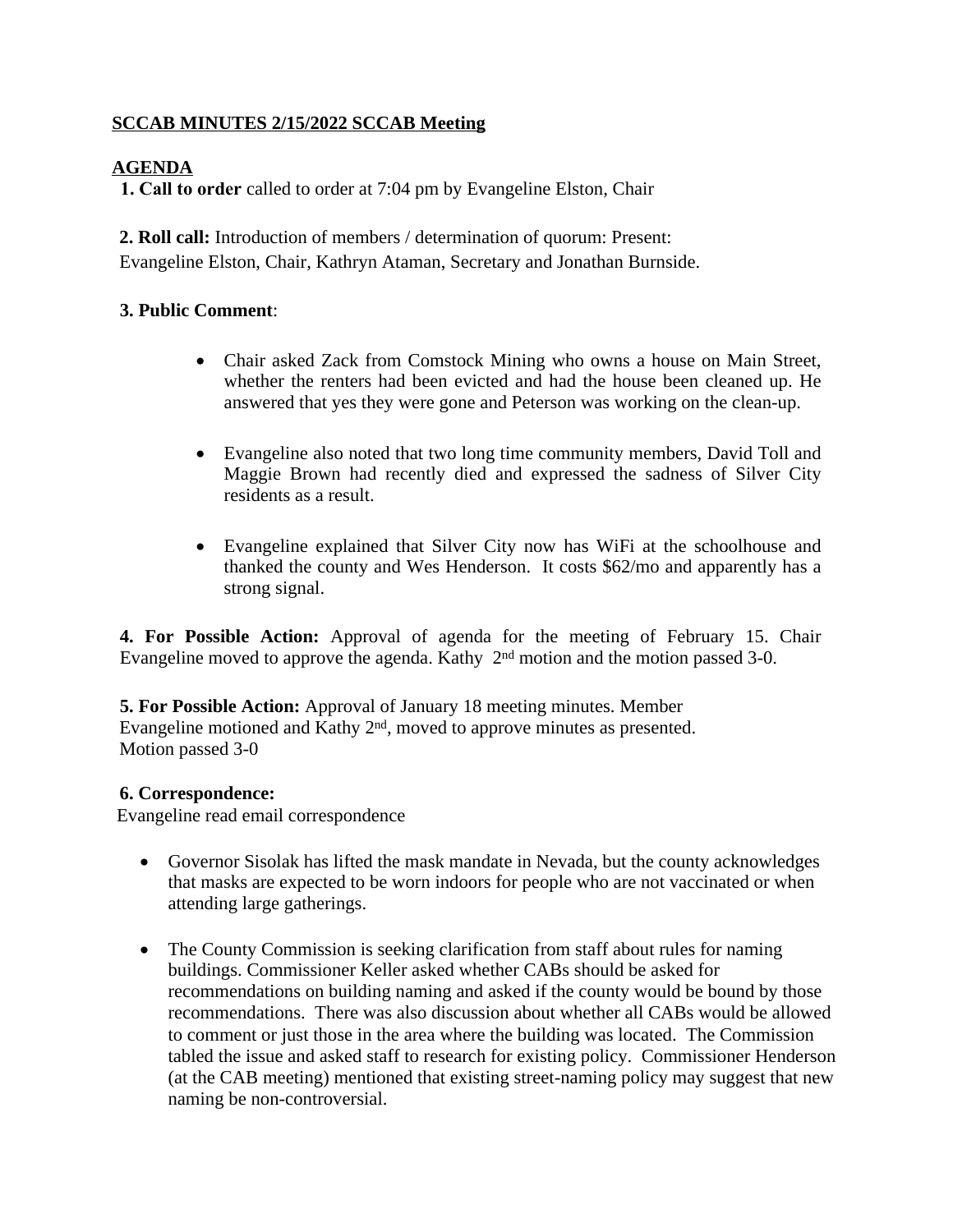**SCCAB MINUTES 2/15/2022 SCCAB Meeting**

**AGENDA**

**1. Call to order** called to order at 7:04 pm by Evangeline Elston, Chair

**2. Roll call:** Introduction of members / determination of quorum: Present: Evangeline Elston, Chair, Kathryn Ataman, Secretary and Jonathan Burnside.

**3. Public Comment**:

- Chair asked Zack from Comstock Mining who owns a house on Main Street, whether the renters had been evicted and had the house been cleaned up. He answered that yes they were gone and Peterson was working on the clean-up.

- Evangeline also noted that two long time community members, David Toll and Maggie Brown had recently died and expressed the sadness of Silver City residents as a result.

- Evangeline explained that Silver City now has WiFi at the schoolhouse and thanked the county and Wes Henderson. It costs $62/mo and apparently has a strong signal.

**4. For Possible Action:** Approval of agenda for the meeting of February 15. Chair Evangeline moved to approve the agenda. Kathy 2nd motion and the motion passed 3-0.

**5. For Possible Action:** Approval of January 18 meeting minutes. Member Evangeline motioned and Kathy 2nd, moved to approve minutes as presented. Motion passed 3-0

**6. Correspondence:**

Evangeline read email correspondence

- Governor Sisolak has lifted the mask mandate in Nevada, but the county acknowledges that masks are expected to be worn indoors for people who are not vaccinated or when attending large gatherings.

- The County Commission is seeking clarification from staff about rules for naming buildings. Commissioner Keller asked whether CABs should be asked for recommendations on building naming and asked if the county would be bound by those recommendations. There was also discussion about whether all CABs would be allowed to comment or just those in the area where the building was located. The Commission tabled the issue and asked staff to research for existing policy. Commissioner Henderson (at the CAB meeting) mentioned that existing street-naming policy may suggest that new naming be non-controversial.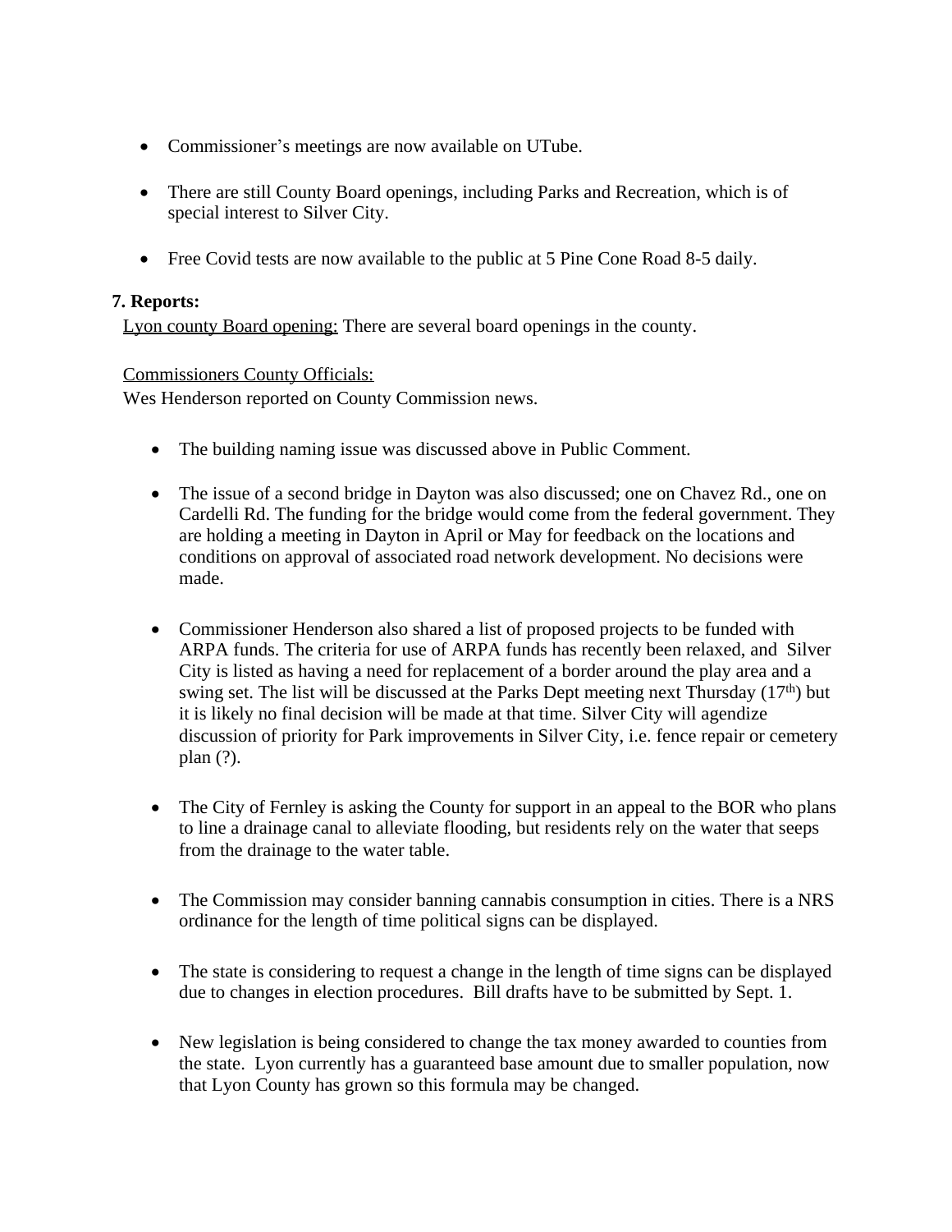- Commissioner's meetings are now available on UTube.

- There are still County Board openings, including Parks and Recreation, which is of special interest to Silver City.

- Free Covid tests are now available to the public at 5 Pine Cone Road 8-5 daily.

**7. Reports:**

Lyon county Board opening: There are several board openings in the county.

Commissioners County Officials:
Wes Henderson reported on County Commission news.

- The building naming issue was discussed above in Public Comment.

- The issue of a second bridge in Dayton was also discussed; one on Chavez Rd., one on Cardelli Rd. The funding for the bridge would come from the federal government. They are holding a meeting in Dayton in April or May for feedback on the locations and conditions on approval of associated road network development. No decisions were made.

- Commissioner Henderson also shared a list of proposed projects to be funded with ARPA funds. The criteria for use of ARPA funds has recently been relaxed, and Silver City is listed as having a need for replacement of a border around the play area and a swing set. The list will be discussed at the Parks Dept meeting next Thursday (17th) but it is likely no final decision will be made at that time. Silver City will agendize discussion of priority for Park improvements in Silver City, i.e. fence repair or cemetery plan (?).

- The City of Fernley is asking the County for support in an appeal to the BOR who plans to line a drainage canal to alleviate flooding, but residents rely on the water that seeps from the drainage to the water table.

- The Commission may consider banning cannabis consumption in cities. There is a NRS ordinance for the length of time political signs can be displayed.

- The state is considering to request a change in the length of time signs can be displayed due to changes in election procedures. Bill drafts have to be submitted by Sept. 1.

- New legislation is being considered to change the tax money awarded to counties from the state. Lyon currently has a guaranteed base amount due to smaller population, now that Lyon County has grown so this formula may be changed.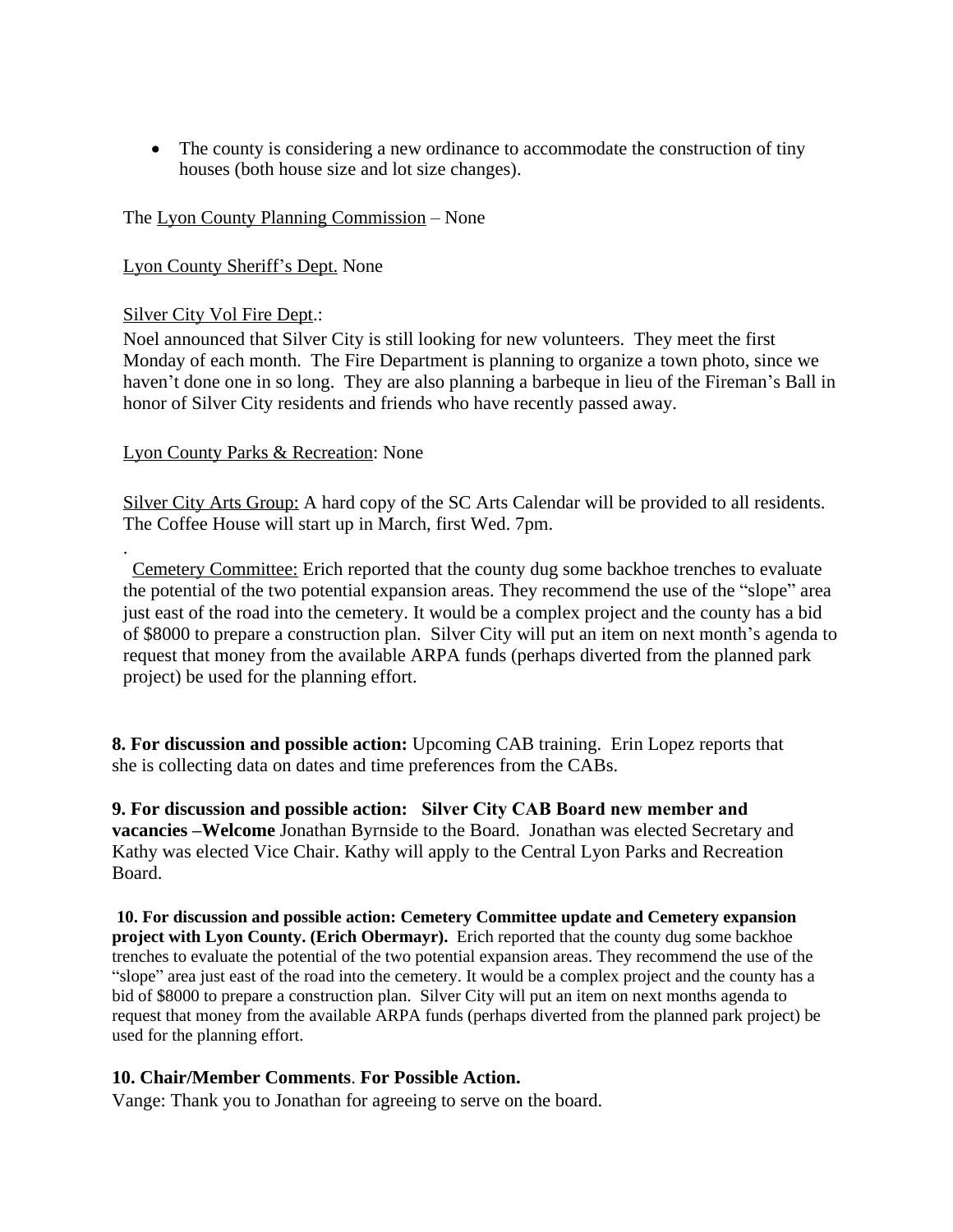- The county is considering a new ordinance to accommodate the construction of tiny houses (both house size and lot size changes).

The Lyon County Planning Commission – None

Lyon County Sheriff's Dept. None

Silver City Vol Fire Dept.:

Noel announced that Silver City is still looking for new volunteers. They meet the first Monday of each month. The Fire Department is planning to organize a town photo, since we haven't done one in so long. They are also planning a barbeque in lieu of the Fireman's Ball in honor of Silver City residents and friends who have recently passed away.

Lyon County Parks & Recreation: None

Silver City Arts Group: A hard copy of the SC Arts Calendar will be provided to all residents. The Coffee House will start up in March, first Wed. 7pm.

.

Cemetery Committee: Erich reported that the county dug some backhoe trenches to evaluate the potential of the two potential expansion areas. They recommend the use of the "slope" area just east of the road into the cemetery. It would be a complex project and the county has a bid of $8000 to prepare a construction plan. Silver City will put an item on next month's agenda to request that money from the available ARPA funds (perhaps diverted from the planned park project) be used for the planning effort.

**8. For discussion and possible action:** Upcoming CAB training. Erin Lopez reports that she is collecting data on dates and time preferences from the CABs.

**9. For discussion and possible action: Silver City CAB Board new member and vacancies –Welcome** Jonathan Byrnside to the Board. Jonathan was elected Secretary and Kathy was elected Vice Chair. Kathy will apply to the Central Lyon Parks and Recreation Board.

**10. For discussion and possible action: Cemetery Committee update and Cemetery expansion project with Lyon County. (Erich Obermayr).** Erich reported that the county dug some backhoe trenches to evaluate the potential of the two potential expansion areas. They recommend the use of the "slope" area just east of the road into the cemetery. It would be a complex project and the county has a bid of $8000 to prepare a construction plan. Silver City will put an item on next months agenda to request that money from the available ARPA funds (perhaps diverted from the planned park project) be used for the planning effort.

**10. Chair/Member Comments**. **For Possible Action.**

Vange: Thank you to Jonathan for agreeing to serve on the board.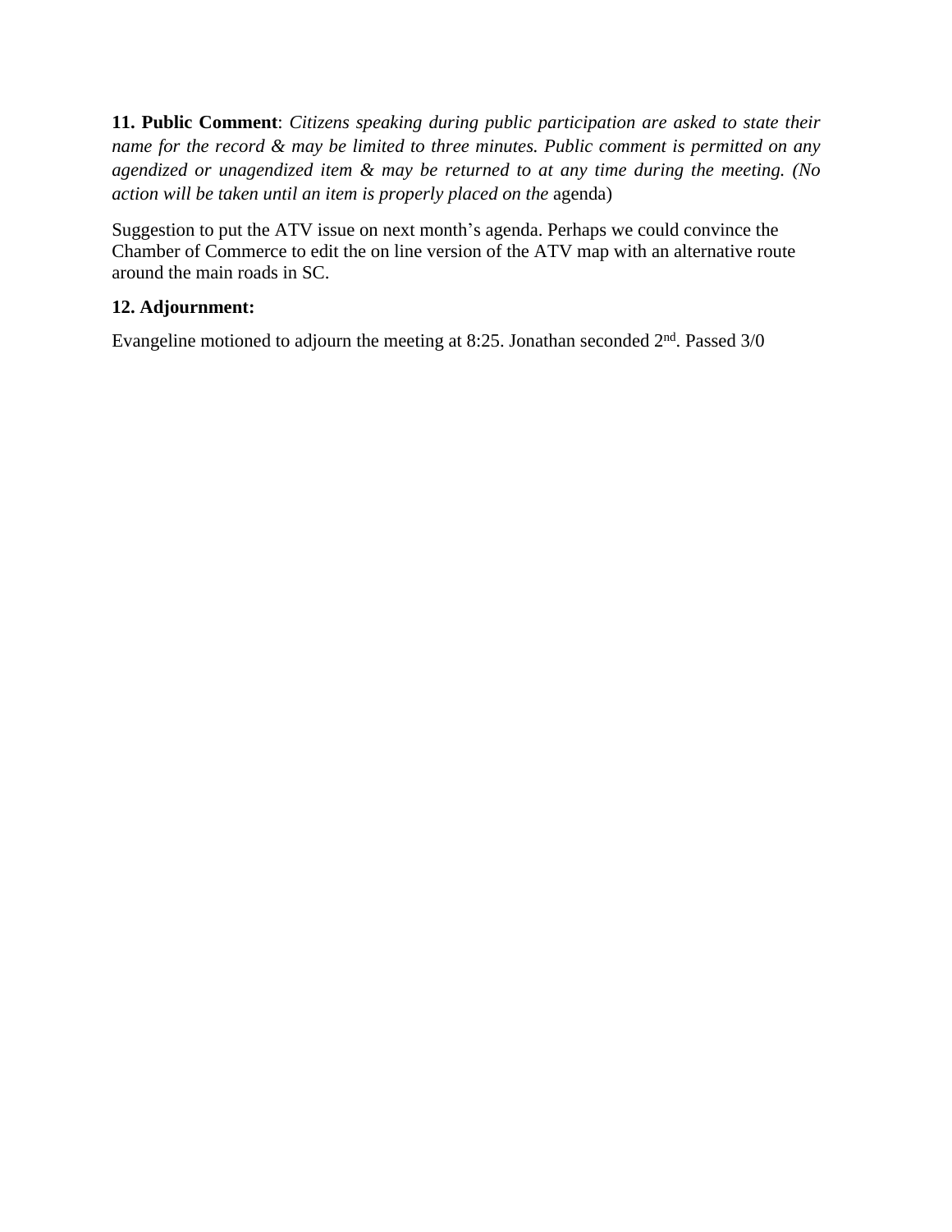**11. Public Comment**: *Citizens speaking during public participation are asked to state their name for the record & may be limited to three minutes. Public comment is permitted on any agendized or unagendized item & may be returned to at any time during the meeting. (No action will be taken until an item is properly placed on the* agenda)

Suggestion to put the ATV issue on next month's agenda. Perhaps we could convince the Chamber of Commerce to edit the on line version of the ATV map with an alternative route around the main roads in SC.

**12. Adjournment:**

Evangeline motioned to adjourn the meeting at 8:25. Jonathan seconded 2nd. Passed 3/0